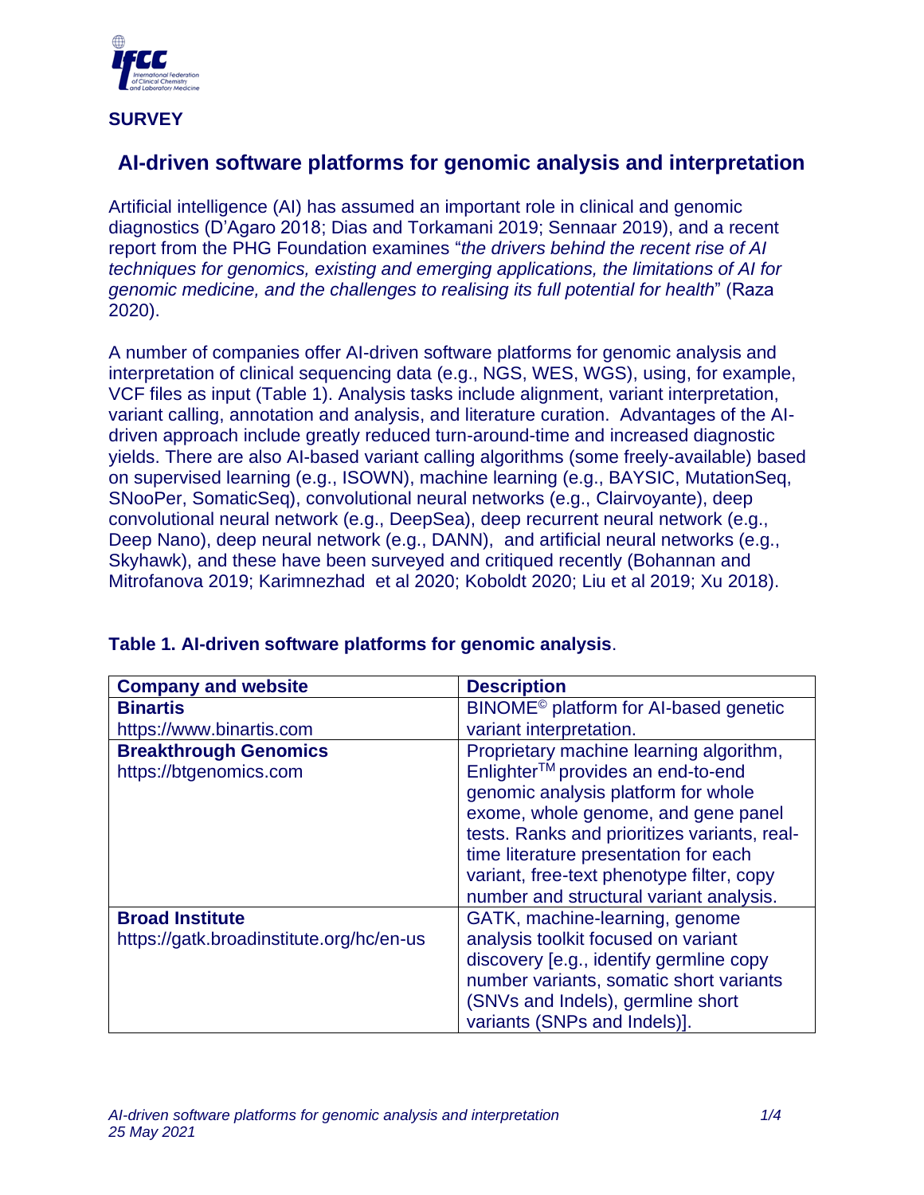**SURVEY**

# AI-driven software platforms for genomic analysis and interpretation

Artificial intelligence (AI) has assumed an important role in clinical and genomic diagnostics (D'Agaro 2018; Dias and Torkamani 2019; Sennaar 2019), and a recent report from the PHG Foundation examines "*the drivers behind the recent rise of AI techniques for genomics, existing and emerging applications, the limitations of AI for genomic medicine, and the challenges to realising its full potential for health*" (Raza 2020).

A number of companies offer AI-driven software platforms for genomic analysis and interpretation of clinical sequencing data (e.g., NGS, WES, WGS), using, for example, VCF files as input (Table 1). Analysis tasks include alignment, variant interpretation, variant calling, annotation and analysis, and literature curation. Advantages of the AI-driven approach include greatly reduced turn-around-time and increased diagnostic yields. There are also AI-based variant calling algorithms (some freely-available) based on supervised learning (e.g., ISOWN), machine learning (e.g., BAYSIC, MutationSeq, SNooPer, SomaticSeq), convolutional neural networks (e.g., Clairvoyante), deep convolutional neural network (e.g., DeepSea), deep recurrent neural network (e.g., Deep Nano), deep neural network (e.g., DANN), and artificial neural networks (e.g., Skyhawk), and these have been surveyed and critiqued recently (Bohannan and Mitrofanova 2019; Karimnezhad et al 2020; Koboldt 2020; Liu et al 2019; Xu 2018).

**Table 1. AI-driven software platforms for genomic analysis**.

| Company and website | Description |
| --- | --- |
| **Binartis** https://www.binartis.com | BINOME© platform for AI-based genetic variant interpretation. |
| **Breakthrough Genomics** https://btgenomics.com | Proprietary machine learning algorithm, Enlighter™ provides an end-to-end genomic analysis platform for whole exome, whole genome, and gene panel tests. Ranks and prioritizes variants, real-time literature presentation for each variant, free-text phenotype filter, copy number and structural variant analysis. |
| **Broad Institute** https://gatk.broadinstitute.org/hc/en-us | GATK, machine-learning, genome analysis toolkit focused on variant discovery [e.g., identify germline copy number variants, somatic short variants (SNVs and Indels), germline short variants (SNPs and Indels)]. |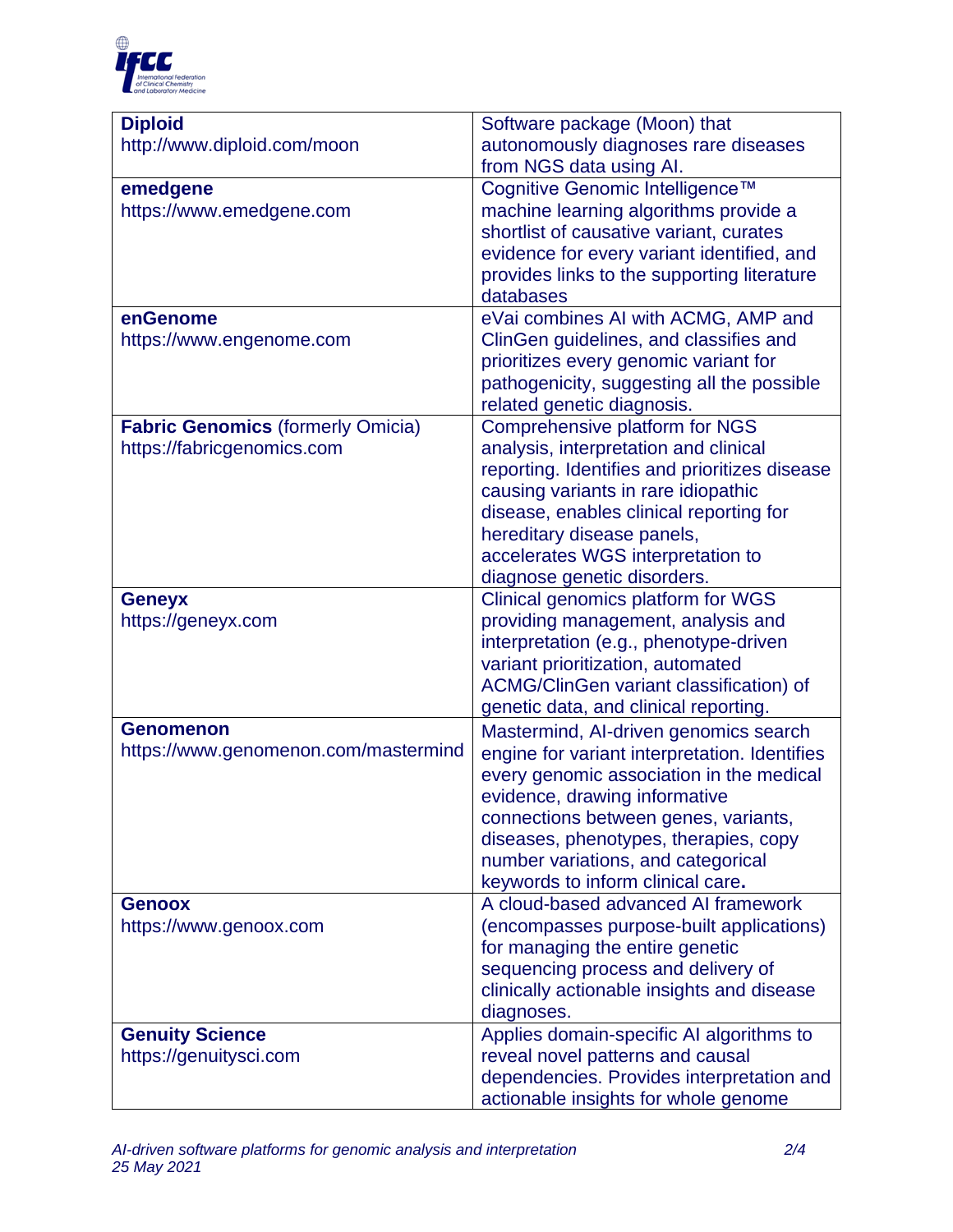| | |
|---|---|
| **Diploid**<br>http://www.diploid.com/moon | Software package (Moon) that autonomously diagnoses rare diseases from NGS data using AI. |
| **emedgene**<br>https://www.emedgene.com | Cognitive Genomic Intelligence™ machine learning algorithms provide a shortlist of causative variant, curates evidence for every variant identified, and provides links to the supporting literature databases |
| **enGenome**<br>https://www.engenome.com | eVai combines AI with ACMG, AMP and ClinGen guidelines, and classifies and prioritizes every genomic variant for pathogenicity, suggesting all the possible related genetic diagnosis. |
| **Fabric Genomics** (formerly Omicia)<br>https://fabricgenomics.com | Comprehensive platform for NGS analysis, interpretation and clinical reporting. Identifies and prioritizes disease causing variants in rare idiopathic disease, enables clinical reporting for hereditary disease panels, accelerates WGS interpretation to diagnose genetic disorders. |
| **Geneyx**<br>https://geneyx.com | Clinical genomics platform for WGS providing management, analysis and interpretation (e.g., phenotype-driven variant prioritization, automated ACMG/ClinGen variant classification) of genetic data, and clinical reporting. |
| **Genomenon**<br>https://www.genomenon.com/mastermind | Mastermind, AI-driven genomics search engine for variant interpretation. Identifies every genomic association in the medical evidence, drawing informative connections between genes, variants, diseases, phenotypes, therapies, copy number variations, and categorical keywords to inform clinical care**.** |
| **Genoox**<br>https://www.genoox.com | A cloud-based advanced AI framework (encompasses purpose-built applications) for managing the entire genetic sequencing process and delivery of clinically actionable insights and disease diagnoses. |
| **Genuity Science**<br>https://genuitysci.com | Applies domain-specific AI algorithms to reveal novel patterns and causal dependencies. Provides interpretation and actionable insights for whole genome |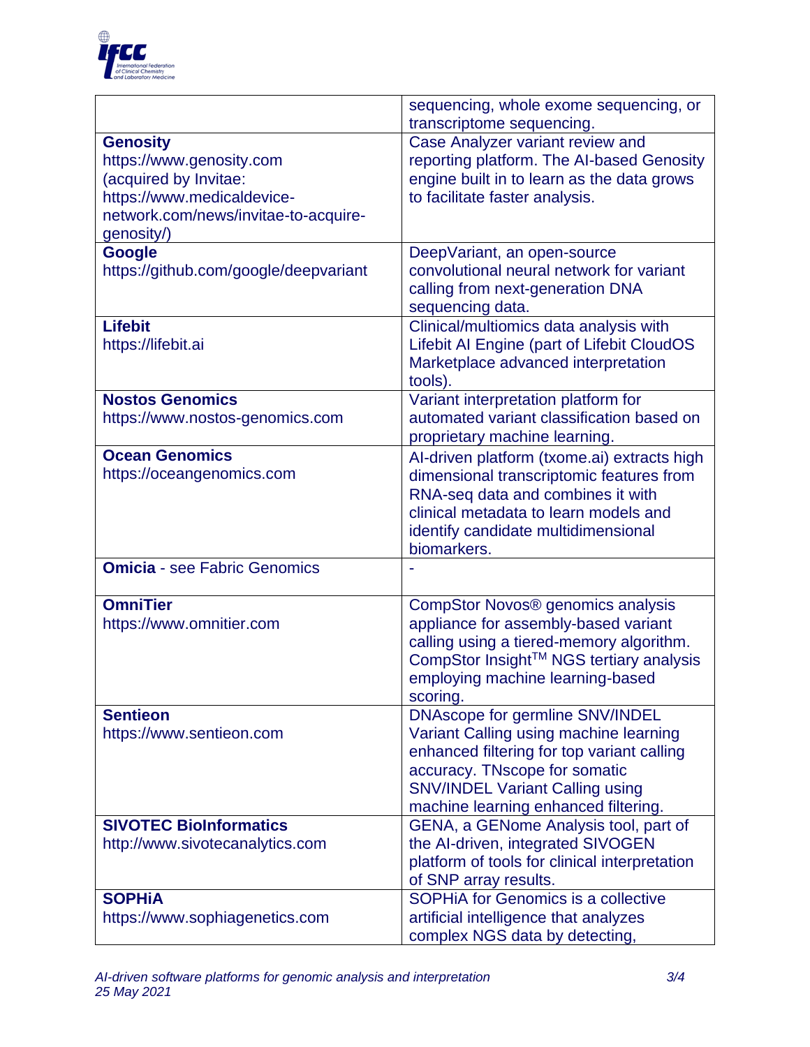| | |
|---|---|
| | sequencing, whole exome sequencing, or transcriptome sequencing. |
| **Genosity**<br>https://www.genosity.com<br>(acquired by Invitae: https://www.medicaldevice-network.com/news/invitae-to-acquire-genosity/) | Case Analyzer variant review and reporting platform. The AI-based Genosity engine built in to learn as the data grows to facilitate faster analysis. |
| **Google**<br>https://github.com/google/deepvariant | DeepVariant, an open-source convolutional neural network for variant calling from next-generation DNA sequencing data. |
| **Lifebit**<br>https://lifebit.ai | Clinical/multiomics data analysis with Lifebit AI Engine (part of Lifebit CloudOS Marketplace advanced interpretation tools). |
| **Nostos Genomics**<br>https://www.nostos-genomics.com | Variant interpretation platform for automated variant classification based on proprietary machine learning. |
| **Ocean Genomics**<br>https://oceangenomics.com | AI-driven platform (txome.ai) extracts high dimensional transcriptomic features from RNA-seq data and combines it with clinical metadata to learn models and identify candidate multidimensional biomarkers. |
| **Omicia** - see Fabric Genomics | - |
| **OmniTier**<br>https://www.omnitier.com | CompStor Novos® genomics analysis appliance for assembly-based variant calling using a tiered-memory algorithm. CompStor Insight™ NGS tertiary analysis employing machine learning-based scoring. |
| **Sentieon**<br>https://www.sentieon.com | DNAscope for germline SNV/INDEL Variant Calling using machine learning enhanced filtering for top variant calling accuracy. TNscope for somatic SNV/INDEL Variant Calling using machine learning enhanced filtering. |
| **SIVOTEC BioInformatics**<br>http://www.sivotecanalytics.com | GENA, a GENome Analysis tool, part of the AI-driven, integrated SIVOGEN platform of tools for clinical interpretation of SNP array results. |
| **SOPHiA**<br>https://www.sophiagenetics.com | SOPHiA for Genomics is a collective artificial intelligence that analyzes complex NGS data by detecting, |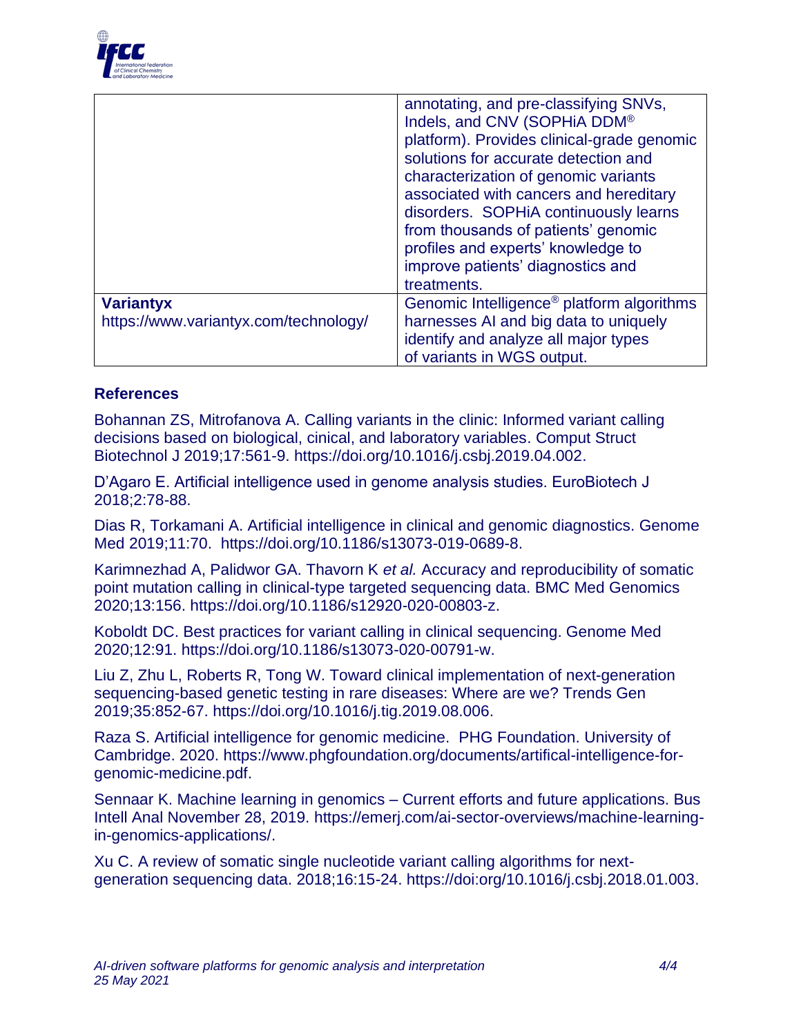| | |
|---|---|
| | annotating, and pre-classifying SNVs, Indels, and CNV (SOPHiA DDM® platform). Provides clinical-grade genomic solutions for accurate detection and characterization of genomic variants associated with cancers and hereditary disorders. SOPHiA continuously learns from thousands of patients' genomic profiles and experts' knowledge to improve patients' diagnostics and treatments. |
| **Variantyx** https://www.variantyx.com/technology/ | Genomic Intelligence® platform algorithms harnesses AI and big data to uniquely identify and analyze all major types of variants in WGS output. |

### References

Bohannan ZS, Mitrofanova A. Calling variants in the clinic: Informed variant calling decisions based on biological, cinical, and laboratory variables. Comput Struct Biotechnol J 2019;17:561-9. https://doi.org/10.1016/j.csbj.2019.04.002.

D'Agaro E. Artificial intelligence used in genome analysis studies. EuroBiotech J 2018;2:78-88.

Dias R, Torkamani A. Artificial intelligence in clinical and genomic diagnostics. Genome Med 2019;11:70. https://doi.org/10.1186/s13073-019-0689-8.

Karimnezhad A, Palidwor GA. Thavorn K *et al.* Accuracy and reproducibility of somatic point mutation calling in clinical-type targeted sequencing data. BMC Med Genomics 2020;13:156. https://doi.org/10.1186/s12920-020-00803-z.

Koboldt DC. Best practices for variant calling in clinical sequencing. Genome Med 2020;12:91. https://doi.org/10.1186/s13073-020-00791-w.

Liu Z, Zhu L, Roberts R, Tong W. Toward clinical implementation of next-generation sequencing-based genetic testing in rare diseases: Where are we? Trends Gen 2019;35:852-67. https://doi.org/10.1016/j.tig.2019.08.006.

Raza S. Artificial intelligence for genomic medicine. PHG Foundation. University of Cambridge. 2020. https://www.phgfoundation.org/documents/artifical-intelligence-for-genomic-medicine.pdf.

Sennaar K. Machine learning in genomics – Current efforts and future applications. Bus Intell Anal November 28, 2019. https://emerj.com/ai-sector-overviews/machine-learning-in-genomics-applications/.

Xu C. A review of somatic single nucleotide variant calling algorithms for next-generation sequencing data. 2018;16:15-24. https://doi:org/10.1016/j.csbj.2018.01.003.